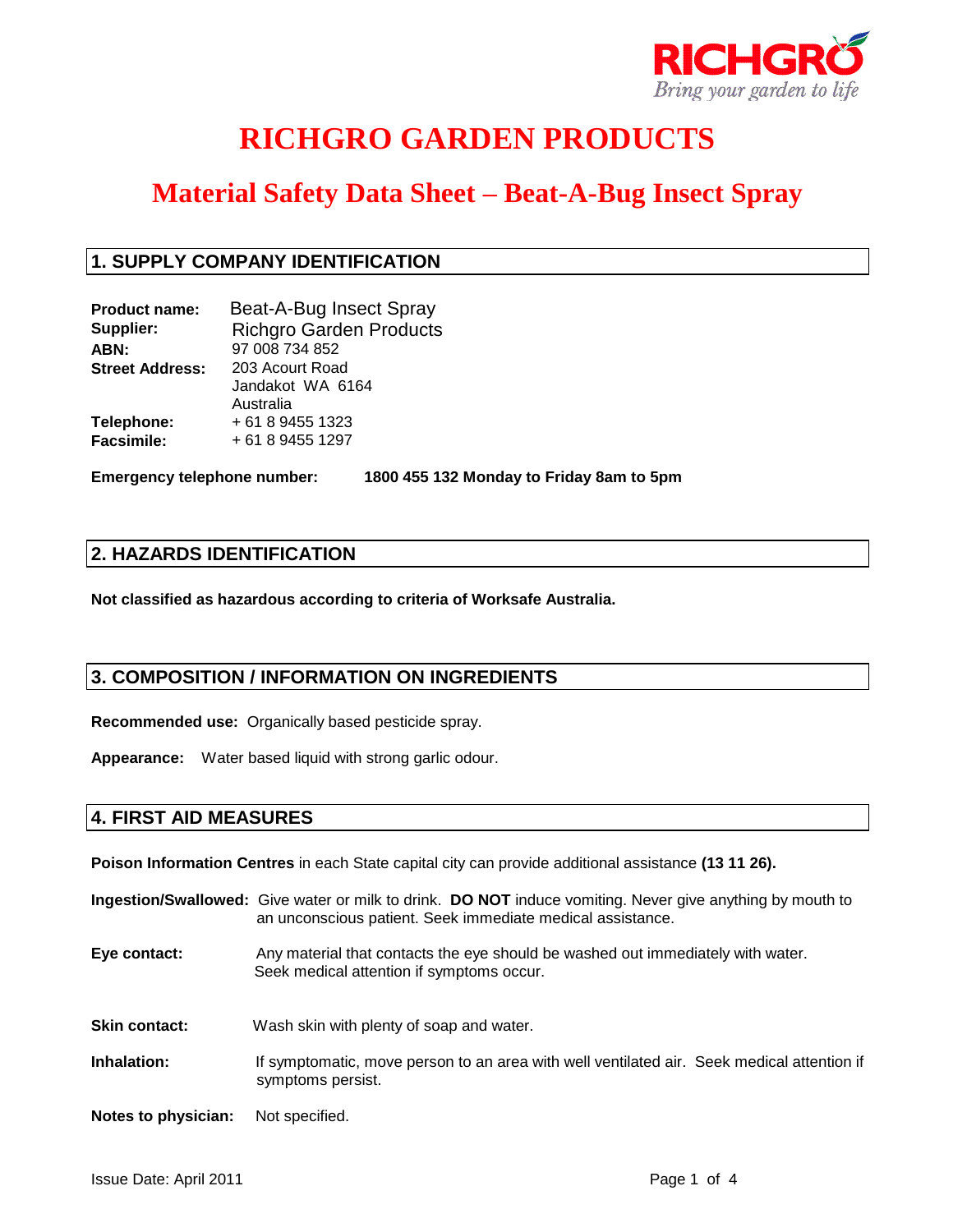RICHGRO
*Bring your garden to life*

# RICHGRO GARDEN PRODUCTS

## Material Safety Data Sheet – Beat-A-Bug Insect Spray

### 1. SUPPLY COMPANY IDENTIFICATION

| | |
|---|---|
| **Product name:** | Beat-A-Bug Insect Spray |
| **Supplier:** | Richgro Garden Products |
| **ABN:** | 97 008 734 852 |
| **Street Address:** | 203 Acourt Road<br>Jandakot WA 6164<br>Australia |
| **Telephone:** | + 61 8 9455 1323 |
| **Facsimile:** | + 61 8 9455 1297 |

**Emergency telephone number: 1800 455 132 Monday to Friday 8am to 5pm**

### 2. HAZARDS IDENTIFICATION

**Not classified as hazardous according to criteria of Worksafe Australia.**

### 3. COMPOSITION / INFORMATION ON INGREDIENTS

**Recommended use:** Organically based pesticide spray.

**Appearance:** Water based liquid with strong garlic odour.

### 4. FIRST AID MEASURES

**Poison Information Centres** in each State capital city can provide additional assistance **(13 11 26).**

**Ingestion/Swallowed:** Give water or milk to drink. **DO NOT** induce vomiting. Never give anything by mouth to an unconscious patient. Seek immediate medical assistance.

**Eye contact:** Any material that contacts the eye should be washed out immediately with water. Seek medical attention if symptoms occur.

**Skin contact:** Wash skin with plenty of soap and water.

**Inhalation:** If symptomatic, move person to an area with well ventilated air. Seek medical attention if symptoms persist.

**Notes to physician:** Not specified.

Issue Date: April 2011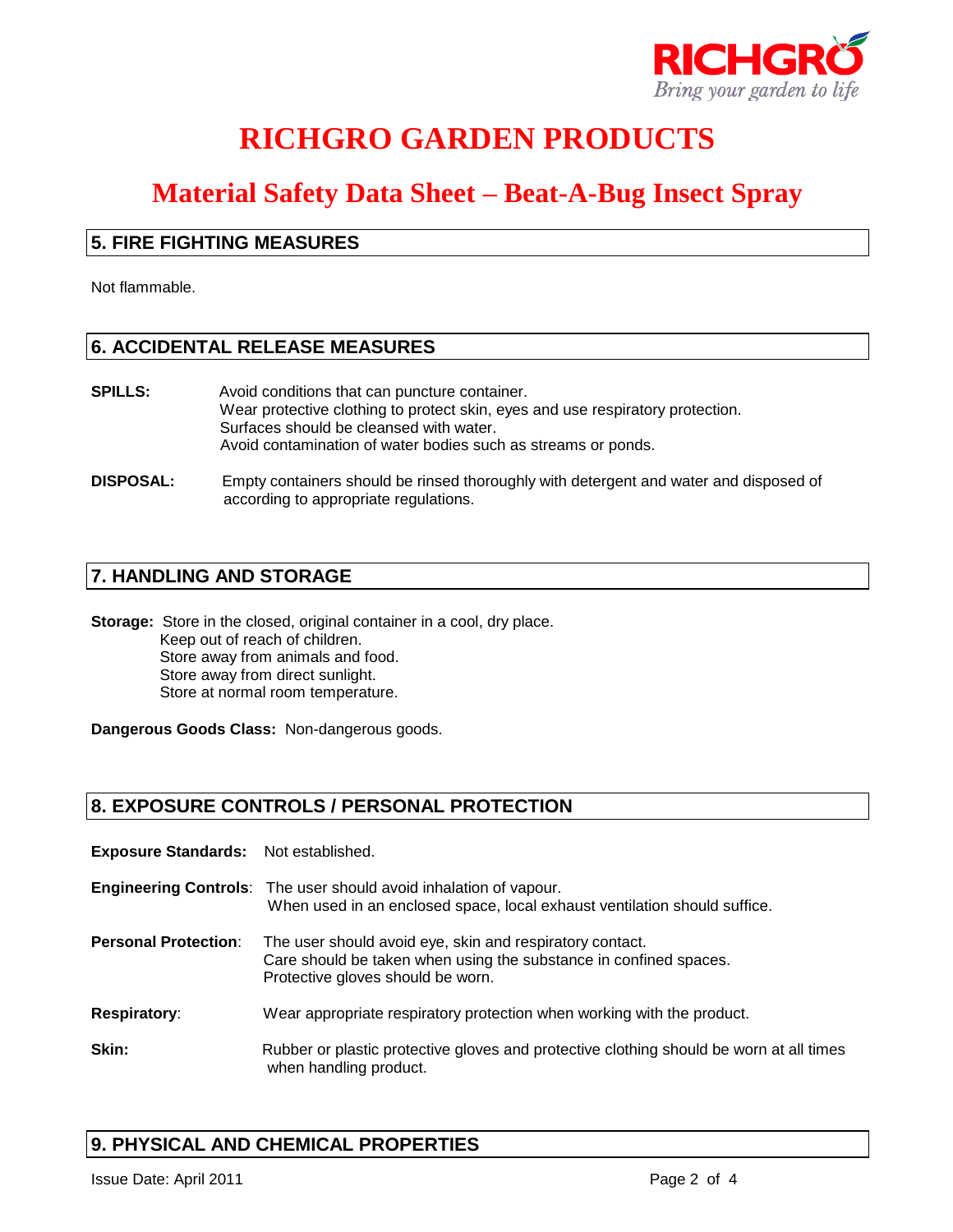# RICHGRO GARDEN PRODUCTS

## Material Safety Data Sheet – Beat-A-Bug Insect Spray

### 5. FIRE FIGHTING MEASURES

Not flammable.

### 6. ACCIDENTAL RELEASE MEASURES

**SPILLS:** Avoid conditions that can puncture container.
Wear protective clothing to protect skin, eyes and use respiratory protection.
Surfaces should be cleansed with water.
Avoid contamination of water bodies such as streams or ponds.

**DISPOSAL:** Empty containers should be rinsed thoroughly with detergent and water and disposed of according to appropriate regulations.

### 7. HANDLING AND STORAGE

**Storage:** Store in the closed, original container in a cool, dry place.
Keep out of reach of children.
Store away from animals and food.
Store away from direct sunlight.
Store at normal room temperature.

**Dangerous Goods Class:** Non-dangerous goods.

### 8. EXPOSURE CONTROLS / PERSONAL PROTECTION

**Exposure Standards:** Not established.

**Engineering Controls**: The user should avoid inhalation of vapour.
When used in an enclosed space, local exhaust ventilation should suffice.

**Personal Protection**: The user should avoid eye, skin and respiratory contact.
Care should be taken when using the substance in confined spaces.
Protective gloves should be worn.

**Respiratory**: Wear appropriate respiratory protection when working with the product.

**Skin:** Rubber or plastic protective gloves and protective clothing should be worn at all times when handling product.

### 9. PHYSICAL AND CHEMICAL PROPERTIES

Issue Date: April 2011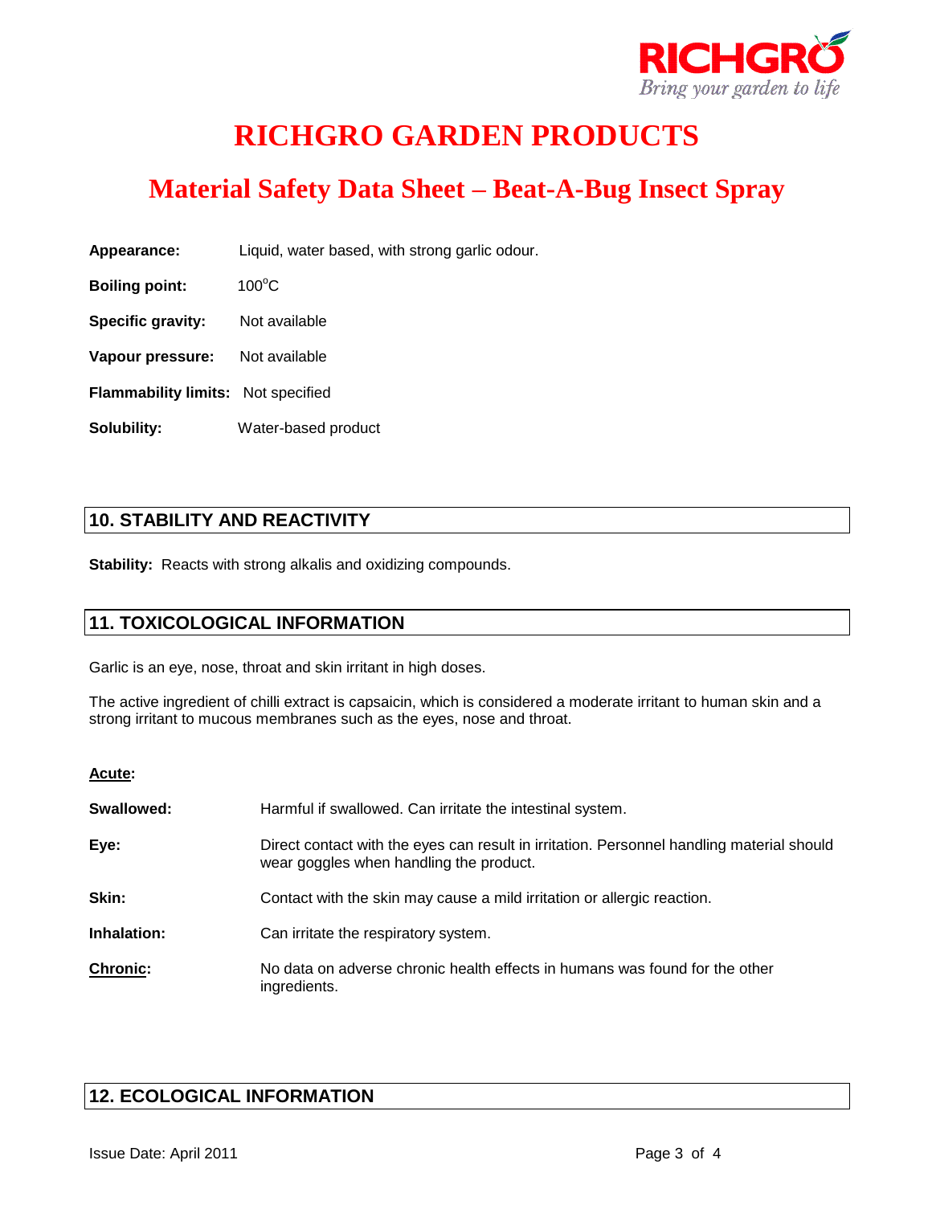# RICHGRO GARDEN PRODUCTS

## Material Safety Data Sheet – Beat-A-Bug Insect Spray

**Appearance:** Liquid, water based, with strong garlic odour.

**Boiling point:** 100°C

**Specific gravity:** Not available

**Vapour pressure:** Not available

**Flammability limits:** Not specified

**Solubility:** Water-based product

## 10. STABILITY AND REACTIVITY

**Stability:** Reacts with strong alkalis and oxidizing compounds.

## 11. TOXICOLOGICAL INFORMATION

Garlic is an eye, nose, throat and skin irritant in high doses.

The active ingredient of chilli extract is capsaicin, which is considered a moderate irritant to human skin and a strong irritant to mucous membranes such as the eyes, nose and throat.

**Acute:**

**Swallowed:** Harmful if swallowed. Can irritate the intestinal system.

**Eye:** Direct contact with the eyes can result in irritation. Personnel handling material should wear goggles when handling the product.

**Skin:** Contact with the skin may cause a mild irritation or allergic reaction.

**Inhalation:** Can irritate the respiratory system.

**Chronic:** No data on adverse chronic health effects in humans was found for the other ingredients.

## 12. ECOLOGICAL INFORMATION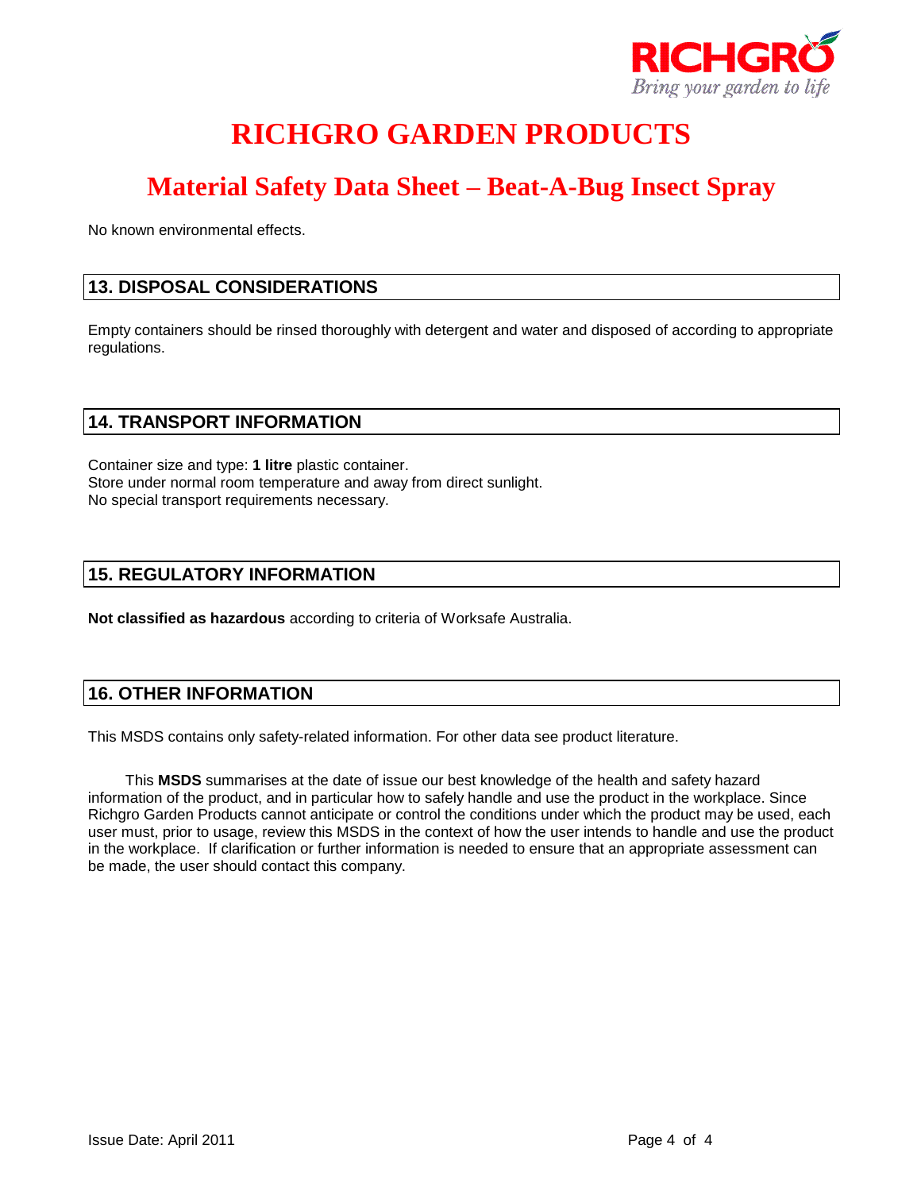No known environmental effects.

## 13. DISPOSAL CONSIDERATIONS

Empty containers should be rinsed thoroughly with detergent and water and disposed of according to appropriate regulations.

## 14. TRANSPORT INFORMATION

Container size and type: **1 litre** plastic container.
Store under normal room temperature and away from direct sunlight.
No special transport requirements necessary.

## 15. REGULATORY INFORMATION

**Not classified as hazardous** according to criteria of Worksafe Australia.

## 16. OTHER INFORMATION

This MSDS contains only safety-related information. For other data see product literature.

This **MSDS** summarises at the date of issue our best knowledge of the health and safety hazard information of the product, and in particular how to safely handle and use the product in the workplace. Since Richgro Garden Products cannot anticipate or control the conditions under which the product may be used, each user must, prior to usage, review this MSDS in the context of how the user intends to handle and use the product in the workplace. If clarification or further information is needed to ensure that an appropriate assessment can be made, the user should contact this company.

Issue Date: April 2011